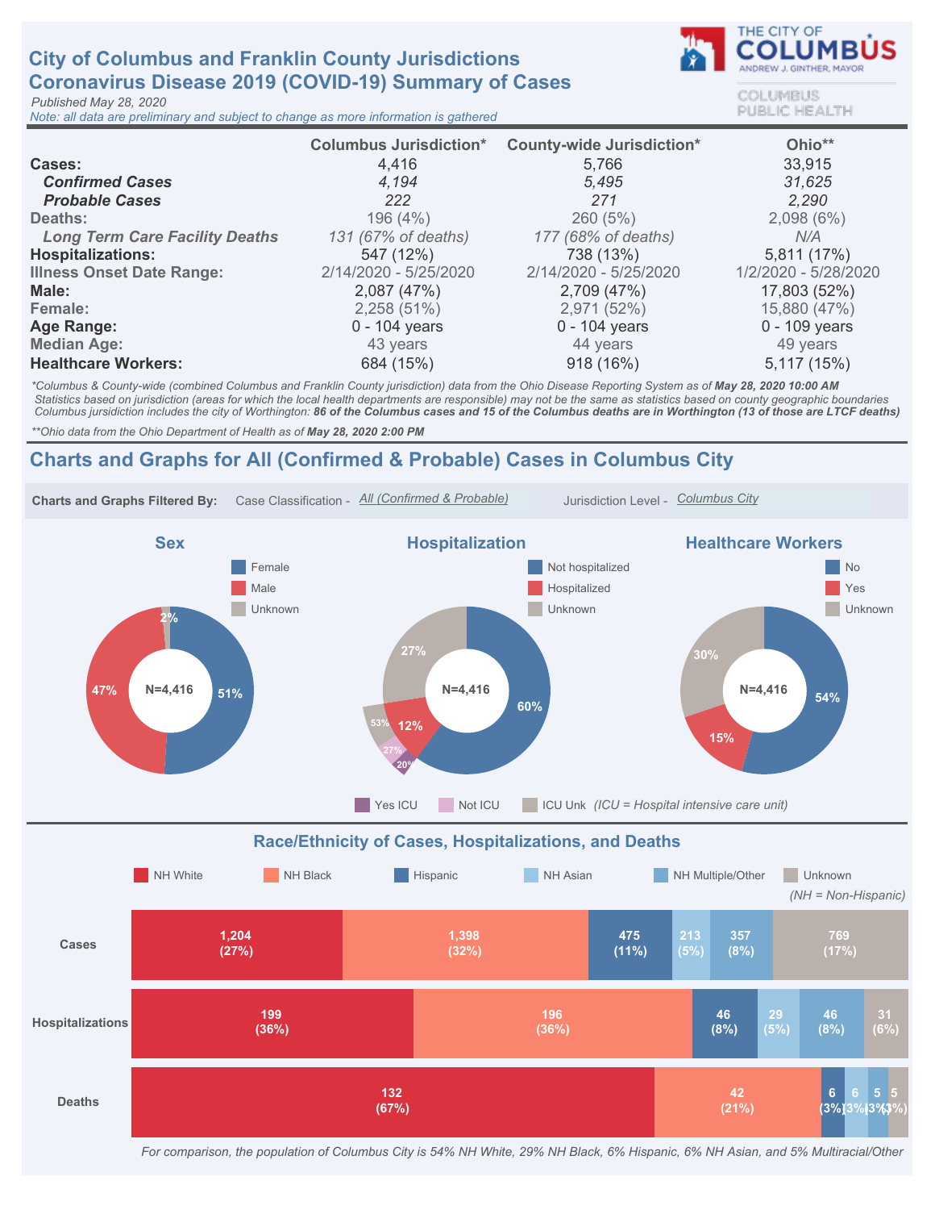# City of Columbus and Franklin County Jurisdictions
# Coronavirus Disease 2019 (COVID-19) Summary of Cases

*Published May 28, 2020*
*Note: all data are preliminary and subject to change as more information is gathered*

THE CITY OF COLUMBUS
ANDREW J. GINTHER, MAYOR
COLUMBUS PUBLIC HEALTH

| | Columbus Jurisdiction* | County-wide Jurisdiction* | Ohio** |
|---|---|---|---|
| **Cases:** | 4,416 | 5,766 | 33,915 |
| ***Confirmed Cases*** | *4,194* | *5,495* | *31,625* |
| ***Probable Cases*** | *222* | *271* | *2,290* |
| Deaths: | 196 (4%) | 260 (5%) | 2,098 (6%) |
| *Long Term Care Facility Deaths* | *131 (67% of deaths)* | *177 (68% of deaths)* | *N/A* |
| **Hospitalizations:** | 547 (12%) | 738 (13%) | 5,811 (17%) |
| Illness Onset Date Range: | 2/14/2020 - 5/25/2020 | 2/14/2020 - 5/25/2020 | 1/2/2020 - 5/28/2020 |
| **Male:** | 2,087 (47%) | 2,709 (47%) | 17,803 (52%) |
| Female: | 2,258 (51%) | 2,971 (52%) | 15,880 (47%) |
| **Age Range:** | 0 - 104 years | 0 - 104 years | 0 - 109 years |
| Median Age: | 43 years | 44 years | 49 years |
| **Healthcare Workers:** | 684 (15%) | 918 (16%) | 5,117 (15%) |

*\*Columbus & County-wide (combined Columbus and Franklin County jurisdiction) data from the Ohio Disease Reporting System as of **May 28, 2020 10:00 AM***
*Statistics based on jurisdiction (areas for which the local health departments are responsible) may not be the same as statistics based on county geographic boundaries*
*Columbus jurisdiction includes the city of Worthington: **86 of the Columbus cases and 15 of the Columbus deaths are in Worthington (13 of those are LTCF deaths)***

*\*\*Ohio data from the Ohio Department of Health as of **May 28, 2020 2:00 PM***

## Charts and Graphs for All (Confirmed & Probable) Cases in Columbus City

**Charts and Graphs Filtered By:** Case Classification - *All (Confirmed & Probable)* Jurisdiction Level - *Columbus City*

### Sex

N=4,416

| Category | Percent |
|---|---|
| Female | 51% |
| Male | 47% |
| Unknown | 2% |

### Hospitalization

N=4,416

| Category | Percent |
|---|---|
| Not hospitalized | 60% |
| Hospitalized | 12% |
| Unknown | 27% |

Of hospitalized: Yes ICU 20%, Not ICU 27%, ICU Unk 53% *(ICU = Hospital intensive care unit)*

### Healthcare Workers

N=4,416

| Category | Percent |
|---|---|
| No | 54% |
| Yes | 15% |
| Unknown | 30% |

### Race/Ethnicity of Cases, Hospitalizations, and Deaths

*(NH = Non-Hispanic)*

| | NH White | NH Black | Hispanic | NH Asian | NH Multiple/Other | Unknown |
|---|---|---|---|---|---|---|
| Cases | 1,204 (27%) | 1,398 (32%) | 475 (11%) | 213 (5%) | 357 (8%) | 769 (17%) |
| Hospitalizations | 199 (36%) | 196 (36%) | 46 (8%) | 29 (5%) | 46 (8%) | 31 (6%) |
| Deaths | 132 (67%) | 42 (21%) | 6 (3%) | 6 (3%) | 5 (3%) | 5 (3%) |

*For comparison, the population of Columbus City is 54% NH White, 29% NH Black, 6% Hispanic, 6% NH Asian, and 5% Multiracial/Other*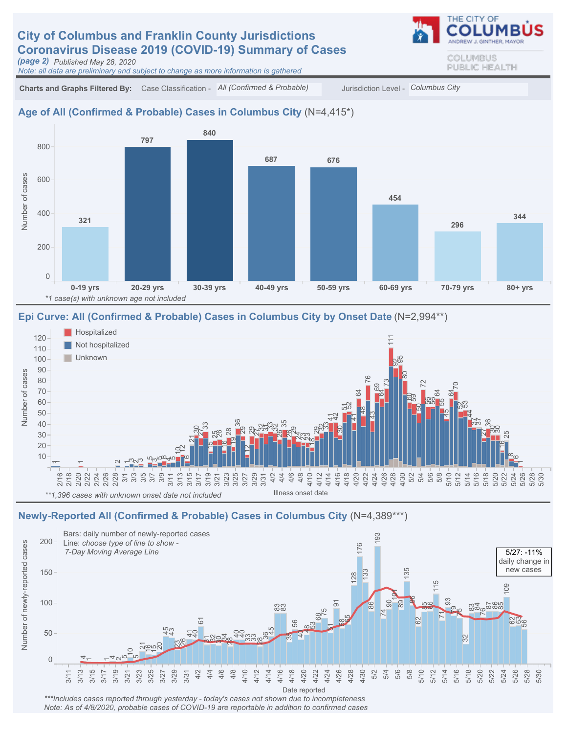# City of Columbus and Franklin County Jurisdictions
# Coronavirus Disease 2019 (COVID-19) Summary of Cases

*(page 2)* *Published May 28, 2020*

*Note: all data are preliminary and subject to change as more information is gathered*

THE CITY OF COLUMBUS — ANDREW J. GINTHER, MAYOR

COLUMBUS PUBLIC HEALTH

**Charts and Graphs Filtered By:** Case Classification - *All (Confirmed & Probable)* Jurisdiction Level - *Columbus City*

## Age of All (Confirmed & Probable) Cases in Columbus City (N=4,415*)

| Age group | Number of cases |
|---|---|
| 0-19 yrs | 321 |
| 20-29 yrs | 797 |
| 30-39 yrs | 840 |
| 40-49 yrs | 687 |
| 50-59 yrs | 676 |
| 60-69 yrs | 454 |
| 70-79 yrs | 296 |
| 80+ yrs | 344 |

*\*1 case(s) with unknown age not included*

## Epi Curve: All (Confirmed & Probable) Cases in Columbus City by Onset Date (N=2,994**)

Legend: Hospitalized; Not hospitalized; Unknown

Y-axis: Number of cases. X-axis: Illness onset date (2/16 – 5/30)

*\*\*1,396 cases with unknown onset date not included*

## Newly-Reported All (Confirmed & Probable) Cases in Columbus City (N=4,389***)

Bars: daily number of newly-reported cases

Line: *choose type of line to show - 7-Day Moving Average Line*

5/27: -11% daily change in new cases

Y-axis: Number of newly-reported cases. X-axis: Date reported (3/11 – 5/30)

*\*\*\*Includes cases reported through yesterday - today's cases not shown due to incompleteness*

*Note: As of 4/8/2020, probable cases of COVID-19 are reportable in addition to confirmed cases*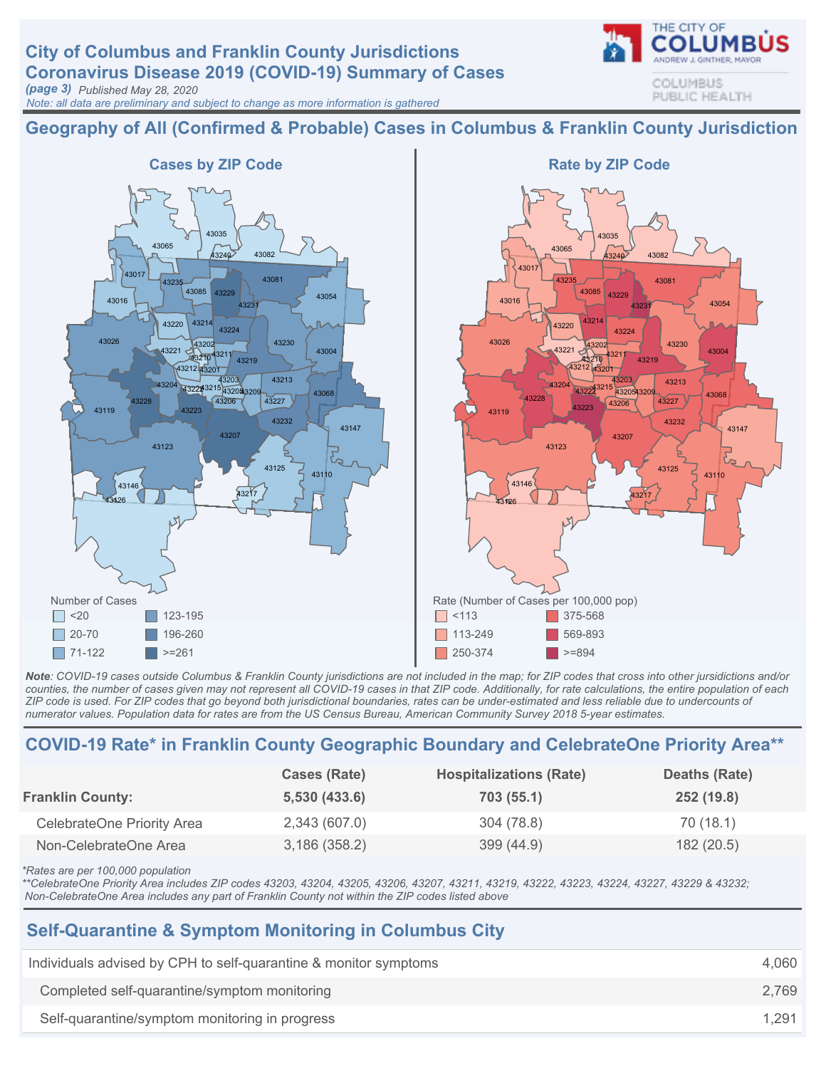# City of Columbus and Franklin County Jurisdictions
# Coronavirus Disease 2019 (COVID-19) Summary of Cases

***(page 3)*** *Published May 28, 2020*

*Note: all data are preliminary and subject to change as more information is gathered*

THE CITY OF COLUMBUS
ANDREW J. GINTHER, MAYOR

COLUMBUS PUBLIC HEALTH

## Geography of All (Confirmed & Probable) Cases in Columbus & Franklin County Jurisdiction

### Cases by ZIP Code

43035
43065
43240
43082
43017
43081
43235
43085
43229
43016
43231
43054
43220
43214
43224
43026
43230
43202
43004
43221
43211
43210
43219
43212
43201
43203
43213
43204
43222
43215
43205
43209
43068
43228
43206
43227
43119
43223
43232
43147
43207
43123
43125
43110
43146
43217
43126

Number of Cases
<20
20-70
71-122
123-195
196-260
>=261

### Rate by ZIP Code

43035
43065
43240
43082
43017
43235
43081
43085
43229
43016
43231
43054
43220
43214
43224
43026
43230
43202
43221
43211
43004
43210
43219
43212
43201
43203
43213
43204
43222
43215
43205
43209
43068
43228
43206
43227
43119
43223
43232
43147
43207
43123
43125
43110
43146
43217
43126

Rate (Number of Cases per 100,000 pop)
<113
113-249
250-374
375-568
569-893
>=894

***Note**: COVID-19 cases outside Columbus & Franklin County jurisdictions are not included in the map; for ZIP codes that cross into other jursidictions and/or counties, the number of cases given may not represent all COVID-19 cases in that ZIP code. Additionally, for rate calculations, the entire population of each ZIP code is used. For ZIP codes that go beyond both jurisdictional boundaries, rates can be under-estimated and less reliable due to undercounts of numerator values. Population data for rates are from the US Census Bureau, American Community Survey 2018 5-year estimates.*

## COVID-19 Rate* in Franklin County Geographic Boundary and CelebrateOne Priority Area**

| | Cases (Rate) | Hospitalizations (Rate) | Deaths (Rate) |
|---|---|---|---|
| **Franklin County:** | **5,530 (433.6)** | **703 (55.1)** | **252 (19.8)** |
| CelebrateOne Priority Area | 2,343 (607.0) | 304 (78.8) | 70 (18.1) |
| Non-CelebrateOne Area | 3,186 (358.2) | 399 (44.9) | 182 (20.5) |

*\*Rates are per 100,000 population*

*\*\*CelebrateOne Priority Area includes ZIP codes 43203, 43204, 43205, 43206, 43207, 43211, 43219, 43222, 43223, 43224, 43227, 43229 & 43232; Non-CelebrateOne Area includes any part of Franklin County not within the ZIP codes listed above*

## Self-Quarantine & Symptom Monitoring in Columbus City

| | |
|---|---|
| Individuals advised by CPH to self-quarantine & monitor symptoms | 4,060 |
| Completed self-quarantine/symptom monitoring | 2,769 |
| Self-quarantine/symptom monitoring in progress | 1,291 |